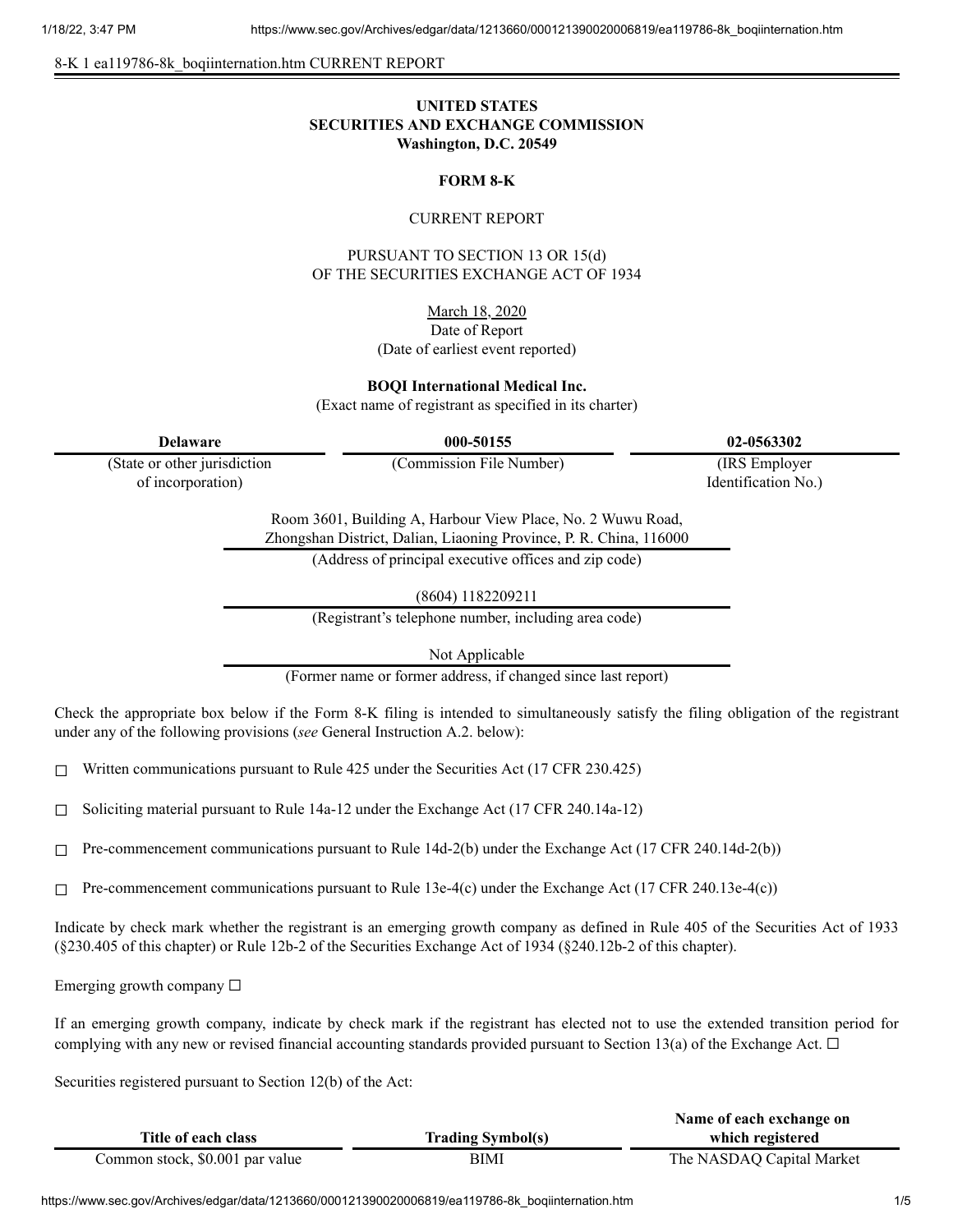8-K 1 ea119786-8k_boqiinternation.htm CURRENT REPORT

**UNITED STATES**
**SECURITIES AND EXCHANGE COMMISSION**
**Washington, D.C. 20549**

**FORM 8-K**

CURRENT REPORT

PURSUANT TO SECTION 13 OR 15(d)
OF THE SECURITIES EXCHANGE ACT OF 1934

March 18, 2020
Date of Report
(Date of earliest event reported)

**BOQI International Medical Inc.**
(Exact name of registrant as specified in its charter)

| **Delaware** | **000-50155** | **02-0563302** |
|---|---|---|
| (State or other jurisdiction of incorporation) | (Commission File Number) | (IRS Employer Identification No.) |

Room 3601, Building A, Harbour View Place, No. 2 Wuwu Road,
Zhongshan District, Dalian, Liaoning Province, P. R. China, 116000
(Address of principal executive offices and zip code)

(8604) 1182209211
(Registrant's telephone number, including area code)

Not Applicable
(Former name or former address, if changed since last report)

Check the appropriate box below if the Form 8-K filing is intended to simultaneously satisfy the filing obligation of the registrant under any of the following provisions (*see* General Instruction A.2. below):

☐ Written communications pursuant to Rule 425 under the Securities Act (17 CFR 230.425)

☐ Soliciting material pursuant to Rule 14a-12 under the Exchange Act (17 CFR 240.14a-12)

☐ Pre-commencement communications pursuant to Rule 14d-2(b) under the Exchange Act (17 CFR 240.14d-2(b))

☐ Pre-commencement communications pursuant to Rule 13e-4(c) under the Exchange Act (17 CFR 240.13e-4(c))

Indicate by check mark whether the registrant is an emerging growth company as defined in Rule 405 of the Securities Act of 1933 (§230.405 of this chapter) or Rule 12b-2 of the Securities Exchange Act of 1934 (§240.12b-2 of this chapter).

Emerging growth company ☐

If an emerging growth company, indicate by check mark if the registrant has elected not to use the extended transition period for complying with any new or revised financial accounting standards provided pursuant to Section 13(a) of the Exchange Act. ☐

Securities registered pursuant to Section 12(b) of the Act:

| **Title of each class** | **Trading Symbol(s)** | **Name of each exchange on which registered** |
|---|---|---|
| Common stock, $0.001 par value | BIMI | The NASDAQ Capital Market |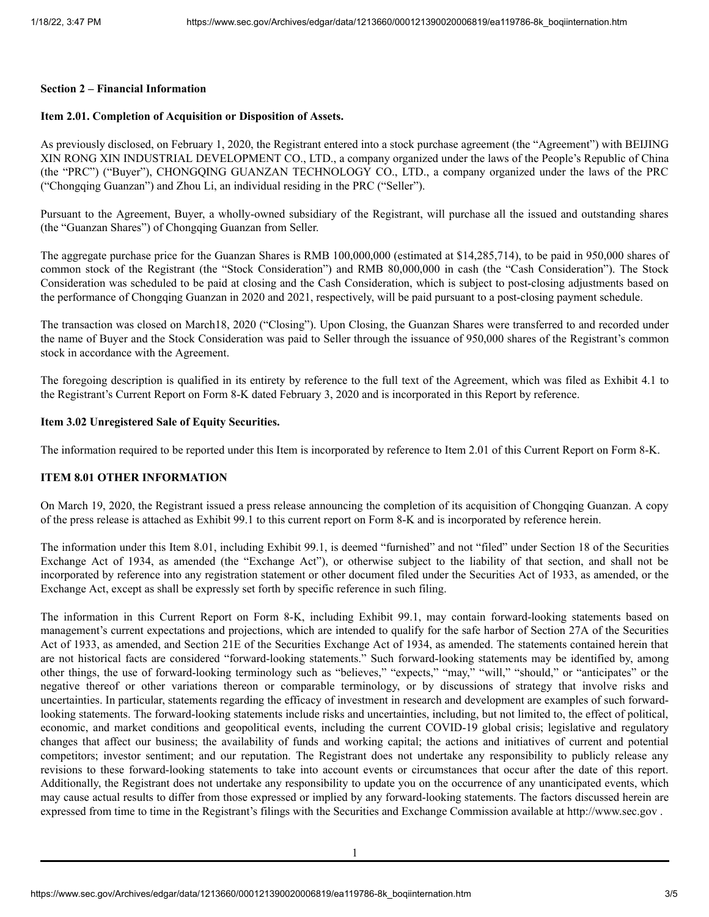**Section 2 – Financial Information**

**Item 2.01. Completion of Acquisition or Disposition of Assets.**

As previously disclosed, on February 1, 2020, the Registrant entered into a stock purchase agreement (the "Agreement") with BEIJING XIN RONG XIN INDUSTRIAL DEVELOPMENT CO., LTD., a company organized under the laws of the People's Republic of China (the "PRC") ("Buyer"), CHONGQING GUANZAN TECHNOLOGY CO., LTD., a company organized under the laws of the PRC ("Chongqing Guanzan") and Zhou Li, an individual residing in the PRC ("Seller").

Pursuant to the Agreement, Buyer, a wholly-owned subsidiary of the Registrant, will purchase all the issued and outstanding shares (the "Guanzan Shares") of Chongqing Guanzan from Seller.

The aggregate purchase price for the Guanzan Shares is RMB 100,000,000 (estimated at $14,285,714), to be paid in 950,000 shares of common stock of the Registrant (the "Stock Consideration") and RMB 80,000,000 in cash (the "Cash Consideration"). The Stock Consideration was scheduled to be paid at closing and the Cash Consideration, which is subject to post-closing adjustments based on the performance of Chongqing Guanzan in 2020 and 2021, respectively, will be paid pursuant to a post-closing payment schedule.

The transaction was closed on March18, 2020 ("Closing"). Upon Closing, the Guanzan Shares were transferred to and recorded under the name of Buyer and the Stock Consideration was paid to Seller through the issuance of 950,000 shares of the Registrant's common stock in accordance with the Agreement.

The foregoing description is qualified in its entirety by reference to the full text of the Agreement, which was filed as Exhibit 4.1 to the Registrant's Current Report on Form 8-K dated February 3, 2020 and is incorporated in this Report by reference.

**Item 3.02 Unregistered Sale of Equity Securities.**

The information required to be reported under this Item is incorporated by reference to Item 2.01 of this Current Report on Form 8-K.

**ITEM 8.01 OTHER INFORMATION**

On March 19, 2020, the Registrant issued a press release announcing the completion of its acquisition of Chongqing Guanzan. A copy of the press release is attached as Exhibit 99.1 to this current report on Form 8-K and is incorporated by reference herein.

The information under this Item 8.01, including Exhibit 99.1, is deemed "furnished" and not "filed" under Section 18 of the Securities Exchange Act of 1934, as amended (the "Exchange Act"), or otherwise subject to the liability of that section, and shall not be incorporated by reference into any registration statement or other document filed under the Securities Act of 1933, as amended, or the Exchange Act, except as shall be expressly set forth by specific reference in such filing.

The information in this Current Report on Form 8-K, including Exhibit 99.1, may contain forward-looking statements based on management's current expectations and projections, which are intended to qualify for the safe harbor of Section 27A of the Securities Act of 1933, as amended, and Section 21E of the Securities Exchange Act of 1934, as amended. The statements contained herein that are not historical facts are considered "forward-looking statements." Such forward-looking statements may be identified by, among other things, the use of forward-looking terminology such as "believes," "expects," "may," "will," "should," or "anticipates" or the negative thereof or other variations thereon or comparable terminology, or by discussions of strategy that involve risks and uncertainties. In particular, statements regarding the efficacy of investment in research and development are examples of such forward-looking statements. The forward-looking statements include risks and uncertainties, including, but not limited to, the effect of political, economic, and market conditions and geopolitical events, including the current COVID-19 global crisis; legislative and regulatory changes that affect our business; the availability of funds and working capital; the actions and initiatives of current and potential competitors; investor sentiment; and our reputation. The Registrant does not undertake any responsibility to publicly release any revisions to these forward-looking statements to take into account events or circumstances that occur after the date of this report. Additionally, the Registrant does not undertake any responsibility to update you on the occurrence of any unanticipated events, which may cause actual results to differ from those expressed or implied by any forward-looking statements. The factors discussed herein are expressed from time to time in the Registrant's filings with the Securities and Exchange Commission available at http://www.sec.gov .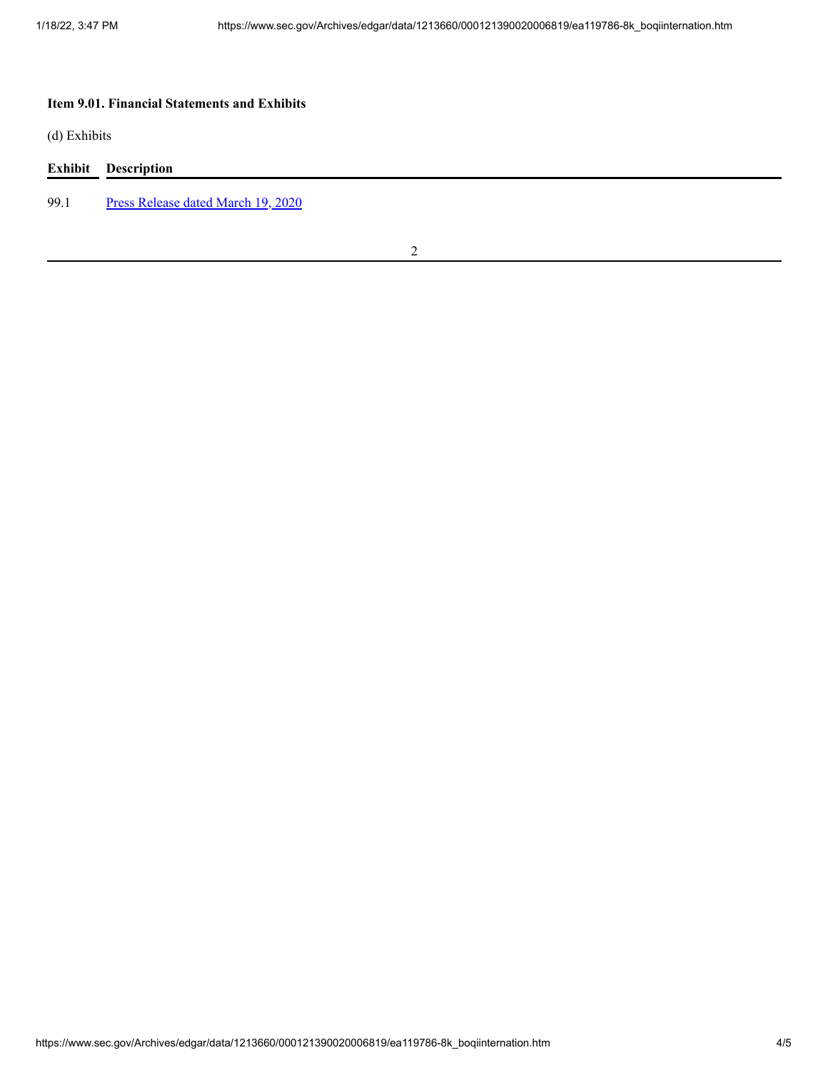**Item 9.01. Financial Statements and Exhibits**

(d) Exhibits

| Exhibit | Description |
| --- | --- |
| 99.1 | Press Release dated March 19, 2020 |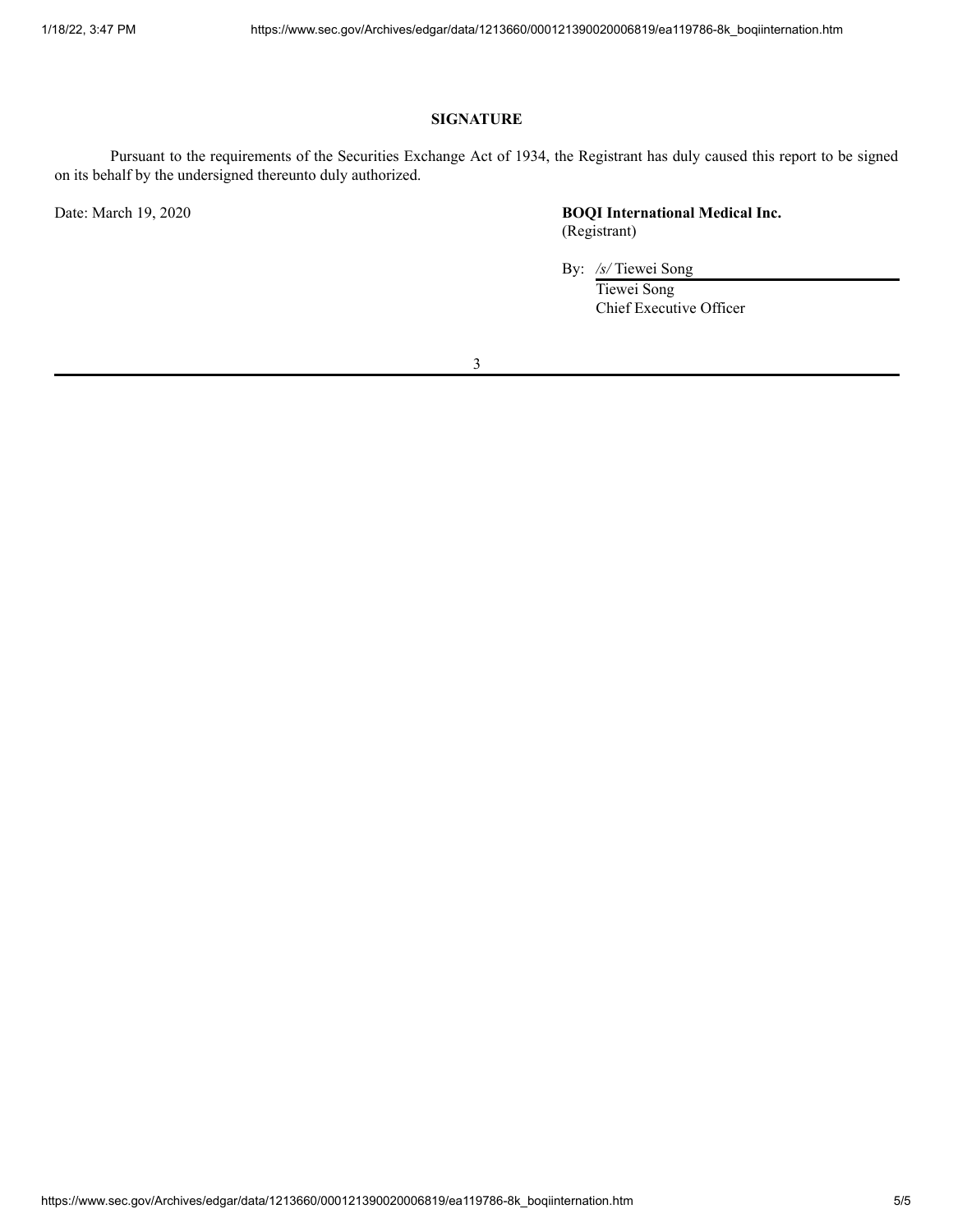**SIGNATURE**

Pursuant to the requirements of the Securities Exchange Act of 1934, the Registrant has duly caused this report to be signed on its behalf by the undersigned thereunto duly authorized.

Date: March 19, 2020

**BOQI International Medical Inc.**
(Registrant)

By: */s/* Tiewei Song
Tiewei Song
Chief Executive Officer